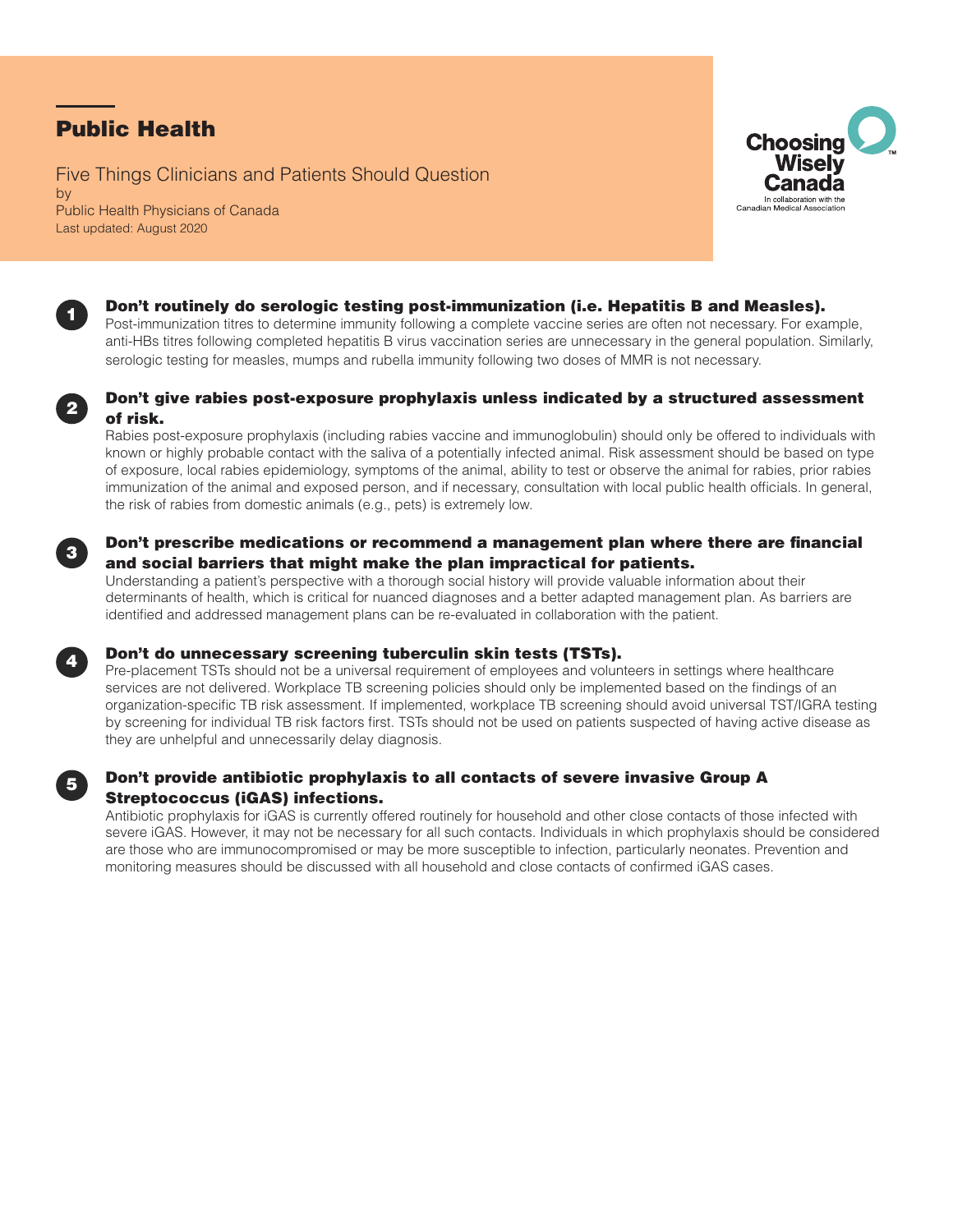# Public Health

Five Things Clinicians and Patients Should Question
by
Public Health Physicians of Canada
Last updated: August 2020

Choosing Wisely Canada
In collaboration with the Canadian Medical Association

## 1 Don't routinely do serologic testing post-immunization (i.e. Hepatitis B and Measles).

Post-immunization titres to determine immunity following a complete vaccine series are often not necessary. For example, anti-HBs titres following completed hepatitis B virus vaccination series are unnecessary in the general population. Similarly, serologic testing for measles, mumps and rubella immunity following two doses of MMR is not necessary.

## 2 Don't give rabies post-exposure prophylaxis unless indicated by a structured assessment of risk.

Rabies post-exposure prophylaxis (including rabies vaccine and immunoglobulin) should only be offered to individuals with known or highly probable contact with the saliva of a potentially infected animal. Risk assessment should be based on type of exposure, local rabies epidemiology, symptoms of the animal, ability to test or observe the animal for rabies, prior rabies immunization of the animal and exposed person, and if necessary, consultation with local public health officials. In general, the risk of rabies from domestic animals (e.g., pets) is extremely low.

## 3 Don't prescribe medications or recommend a management plan where there are financial and social barriers that might make the plan impractical for patients.

Understanding a patient's perspective with a thorough social history will provide valuable information about their determinants of health, which is critical for nuanced diagnoses and a better adapted management plan. As barriers are identified and addressed management plans can be re-evaluated in collaboration with the patient.

## 4 Don't do unnecessary screening tuberculin skin tests (TSTs).

Pre-placement TSTs should not be a universal requirement of employees and volunteers in settings where healthcare services are not delivered. Workplace TB screening policies should only be implemented based on the findings of an organization-specific TB risk assessment. If implemented, workplace TB screening should avoid universal TST/IGRA testing by screening for individual TB risk factors first. TSTs should not be used on patients suspected of having active disease as they are unhelpful and unnecessarily delay diagnosis.

## 5 Don't provide antibiotic prophylaxis to all contacts of severe invasive Group A Streptococcus (iGAS) infections.

Antibiotic prophylaxis for iGAS is currently offered routinely for household and other close contacts of those infected with severe iGAS. However, it may not be necessary for all such contacts. Individuals in which prophylaxis should be considered are those who are immunocompromised or may be more susceptible to infection, particularly neonates. Prevention and monitoring measures should be discussed with all household and close contacts of confirmed iGAS cases.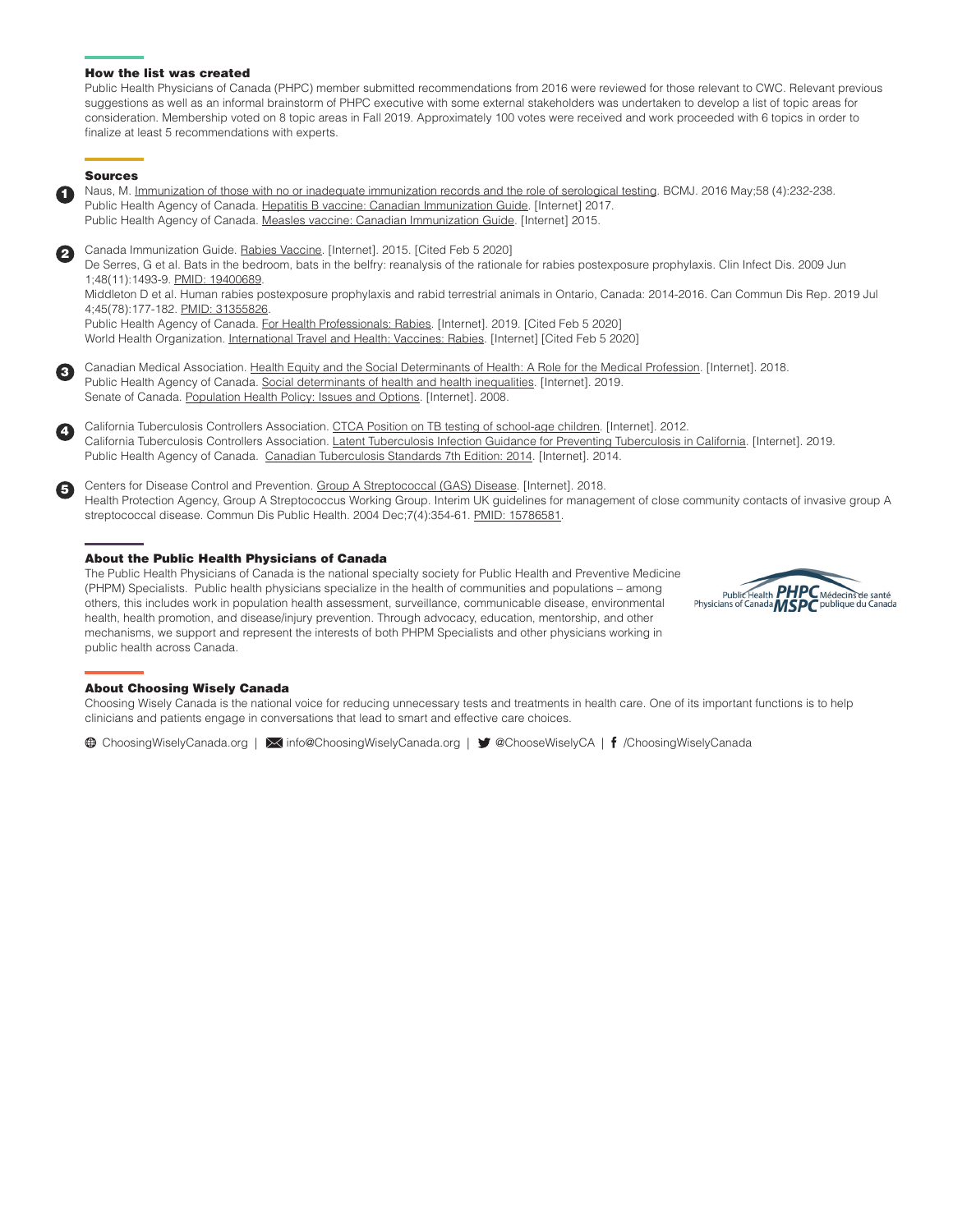## How the list was created

Public Health Physicians of Canada (PHPC) member submitted recommendations from 2016 were reviewed for those relevant to CWC. Relevant previous suggestions as well as an informal brainstorm of PHPC executive with some external stakeholders was undertaken to develop a list of topic areas for consideration. Membership voted on 8 topic areas in Fall 2019. Approximately 100 votes were received and work proceeded with 6 topics in order to finalize at least 5 recommendations with experts.

## Sources

**1**
Naus, M. Immunization of those with no or inadequate immunization records and the role of serological testing. BCMJ. 2016 May;58 (4):232-238.
Public Health Agency of Canada. Hepatitis B vaccine: Canadian Immunization Guide. [Internet] 2017.
Public Health Agency of Canada. Measles vaccine: Canadian Immunization Guide. [Internet] 2015.

**2**
Canada Immunization Guide. Rabies Vaccine. [Internet]. 2015. [Cited Feb 5 2020]
De Serres, G et al. Bats in the bedroom, bats in the belfry: reanalysis of the rationale for rabies postexposure prophylaxis. Clin Infect Dis. 2009 Jun 1;48(11):1493-9. PMID: 19400689.
Middleton D et al. Human rabies postexposure prophylaxis and rabid terrestrial animals in Ontario, Canada: 2014-2016. Can Commun Dis Rep. 2019 Jul 4;45(78):177-182. PMID: 31355826.
Public Health Agency of Canada. For Health Professionals: Rabies. [Internet]. 2019. [Cited Feb 5 2020]
World Health Organization. International Travel and Health: Vaccines: Rabies. [Internet] [Cited Feb 5 2020]

**3**
Canadian Medical Association. Health Equity and the Social Determinants of Health: A Role for the Medical Profession. [Internet]. 2018.
Public Health Agency of Canada. Social determinants of health and health inequalities. [Internet]. 2019.
Senate of Canada. Population Health Policy: Issues and Options. [Internet]. 2008.

**4**
California Tuberculosis Controllers Association. CTCA Position on TB testing of school-age children. [Internet]. 2012.
California Tuberculosis Controllers Association. Latent Tuberculosis Infection Guidance for Preventing Tuberculosis in California. [Internet]. 2019.
Public Health Agency of Canada. Canadian Tuberculosis Standards 7th Edition: 2014. [Internet]. 2014.

**5**
Centers for Disease Control and Prevention. Group A Streptococcal (GAS) Disease. [Internet]. 2018.
Health Protection Agency, Group A Streptococcus Working Group. Interim UK guidelines for management of close community contacts of invasive group A streptococcal disease. Commun Dis Public Health. 2004 Dec;7(4):354-61. PMID: 15786581.

## About the Public Health Physicians of Canada

The Public Health Physicians of Canada is the national specialty society for Public Health and Preventive Medicine (PHPM) Specialists. Public health physicians specialize in the health of communities and populations – among others, this includes work in population health assessment, surveillance, communicable disease, environmental health, health promotion, and disease/injury prevention. Through advocacy, education, mentorship, and other mechanisms, we support and represent the interests of both PHPM Specialists and other physicians working in public health across Canada.

Public Health Physicians of Canada PHPC MSPC Médecins de santé publique du Canada

## About Choosing Wisely Canada

Choosing Wisely Canada is the national voice for reducing unnecessary tests and treatments in health care. One of its important functions is to help clinicians and patients engage in conversations that lead to smart and effective care choices.

ChoosingWiselyCanada.org | info@ChoosingWiselyCanada.org | @ChooseWiselyCA | /ChoosingWiselyCanada